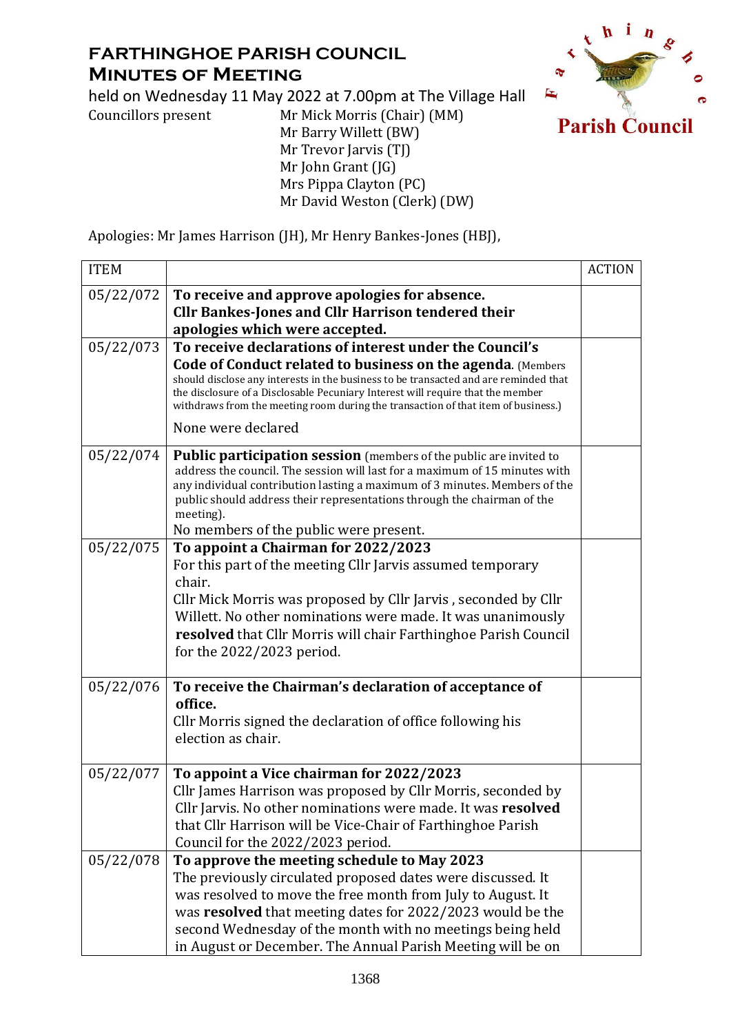# FARTHINGHOE PARISH COUNCIL
## MINUTES OF MEETING

held on Wednesday 11 May 2022 at 7.00pm at The Village Hall

Councillors present
- Mr Mick Morris (Chair) (MM)
- Mr Barry Willett (BW)
- Mr Trevor Jarvis (TJ)
- Mr John Grant (JG)
- Mrs Pippa Clayton (PC)
- Mr David Weston (Clerk) (DW)

Apologies: Mr James Harrison (JH), Mr Henry Bankes-Jones (HBJ),

| ITEM | | ACTION |
|---|---|---|
| 05/22/072 | **To receive and approve apologies for absence. Cllr Bankes-Jones and Cllr Harrison tendered their apologies which were accepted.** | |
| 05/22/073 | **To receive declarations of interest under the Council's Code of Conduct related to business on the agenda**. (Members should disclose any interests in the business to be transacted and are reminded that the disclosure of a Disclosable Pecuniary Interest will require that the member withdraws from the meeting room during the transaction of that item of business.)<br><br>None were declared | |
| 05/22/074 | **Public participation session** (members of the public are invited to address the council. The session will last for a maximum of 15 minutes with any individual contribution lasting a maximum of 3 minutes. Members of the public should address their representations through the chairman of the meeting).<br>No members of the public were present. | |
| 05/22/075 | **To appoint a Chairman for 2022/2023**<br>For this part of the meeting Cllr Jarvis assumed temporary chair.<br>Cllr Mick Morris was proposed by Cllr Jarvis , seconded by Cllr Willett. No other nominations were made. It was unanimously **resolved** that Cllr Morris will chair Farthinghoe Parish Council for the 2022/2023 period. | |
| 05/22/076 | **To receive the Chairman's declaration of acceptance of office.**<br>Cllr Morris signed the declaration of office following his election as chair. | |
| 05/22/077 | **To appoint a Vice chairman for 2022/2023**<br>Cllr James Harrison was proposed by Cllr Morris, seconded by Cllr Jarvis. No other nominations were made. It was **resolved** that Cllr Harrison will be Vice-Chair of Farthinghoe Parish Council for the 2022/2023 period. | |
| 05/22/078 | **To approve the meeting schedule to May 2023**<br>The previously circulated proposed dates were discussed. It was resolved to move the free month from July to August. It was **resolved** that meeting dates for 2022/2023 would be the second Wednesday of the month with no meetings being held in August or December. The Annual Parish Meeting will be on | |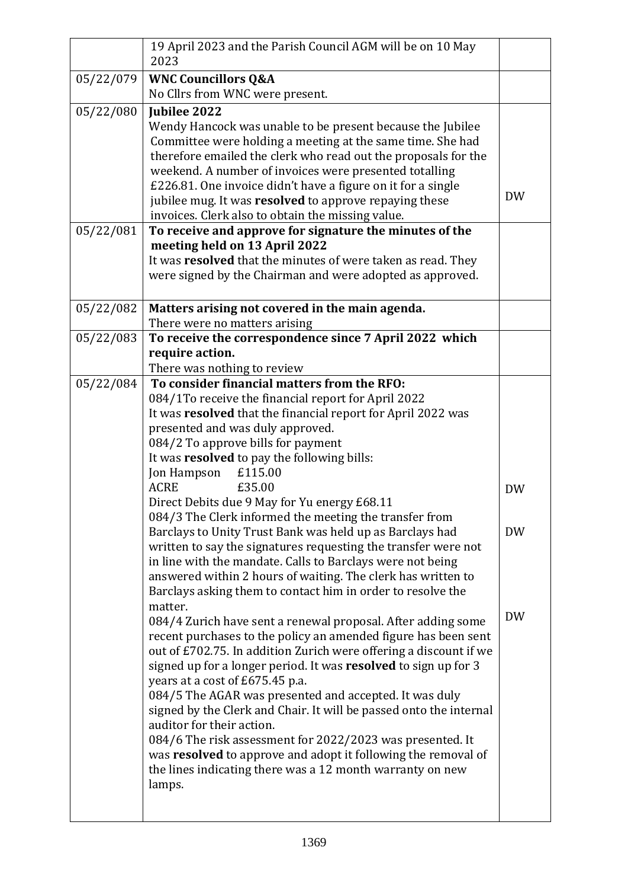| | | |
|---|---|---|
| | 19 April 2023 and the Parish Council AGM will be on 10 May 2023 | |
| 05/22/079 | **WNC Councillors Q&A**<br>No Cllrs from WNC were present. | |
| 05/22/080 | **Jubilee 2022**<br>Wendy Hancock was unable to be present because the Jubilee Committee were holding a meeting at the same time. She had therefore emailed the clerk who read out the proposals for the weekend. A number of invoices were presented totalling £226.81. One invoice didn't have a figure on it for a single jubilee mug. It was **resolved** to approve repaying these invoices. Clerk also to obtain the missing value. | DW |
| 05/22/081 | **To receive and approve for signature the minutes of the meeting held on 13 April 2022**<br>It was **resolved** that the minutes of were taken as read. They were signed by the Chairman and were adopted as approved. | |
| 05/22/082 | **Matters arising not covered in the main agenda.**<br>There were no matters arising | |
| 05/22/083 | **To receive the correspondence since 7 April 2022 which require action.**<br>There was nothing to review | |
| 05/22/084 | **To consider financial matters from the RFO:**<br>084/1To receive the financial report for April 2022<br>It was **resolved** that the financial report for April 2022 was presented and was duly approved.<br>084/2 To approve bills for payment<br>It was **resolved** to pay the following bills:<br>Jon Hampson £115.00<br>ACRE £35.00<br>Direct Debits due 9 May for Yu energy £68.11<br>084/3 The Clerk informed the meeting the transfer from Barclays to Unity Trust Bank was held up as Barclays had written to say the signatures requesting the transfer were not in line with the mandate. Calls to Barclays were not being answered within 2 hours of waiting. The clerk has written to Barclays asking them to contact him in order to resolve the matter.<br>084/4 Zurich have sent a renewal proposal. After adding some recent purchases to the policy an amended figure has been sent out of £702.75. In addition Zurich were offering a discount if we signed up for a longer period. It was **resolved** to sign up for 3 years at a cost of £675.45 p.a.<br>084/5 The AGAR was presented and accepted. It was duly signed by the Clerk and Chair. It will be passed onto the internal auditor for their action.<br>084/6 The risk assessment for 2022/2023 was presented. It was **resolved** to approve and adopt it following the removal of the lines indicating there was a 12 month warranty on new lamps. | DW<br><br>DW<br><br>DW |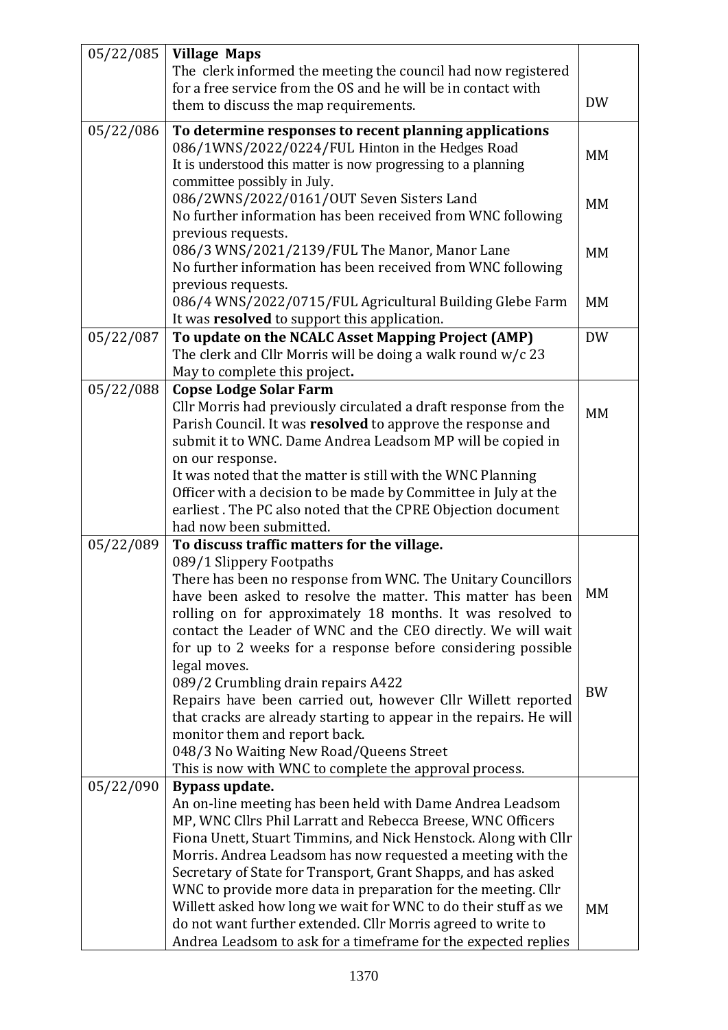| | | |
|---|---|---|
| 05/22/085 | **Village Maps**<br>The clerk informed the meeting the council had now registered for a free service from the OS and he will be in contact with them to discuss the map requirements. | DW |
| 05/22/086 | **To determine responses to recent planning applications**<br>086/1WNS/2022/0224/FUL Hinton in the Hedges Road<br>It is understood this matter is now progressing to a planning committee possibly in July.<br>086/2WNS/2022/0161/OUT Seven Sisters Land<br>No further information has been received from WNC following previous requests.<br>086/3 WNS/2021/2139/FUL The Manor, Manor Lane<br>No further information has been received from WNC following previous requests.<br>086/4 WNS/2022/0715/FUL Agricultural Building Glebe Farm<br>It was **resolved** to support this application. | MM<br><br>MM<br><br>MM<br><br>MM |
| 05/22/087 | **To update on the NCALC Asset Mapping Project (AMP)**<br>The clerk and Cllr Morris will be doing a walk round w/c 23 May to complete this project**.** | DW |
| 05/22/088 | **Copse Lodge Solar Farm**<br>Cllr Morris had previously circulated a draft response from the Parish Council. It was **resolved** to approve the response and submit it to WNC. Dame Andrea Leadsom MP will be copied in on our response.<br>It was noted that the matter is still with the WNC Planning Officer with a decision to be made by Committee in July at the earliest . The PC also noted that the CPRE Objection document had now been submitted. | MM |
| 05/22/089 | **To discuss traffic matters for the village.**<br>089/1 Slippery Footpaths<br>There has been no response from WNC. The Unitary Councillors have been asked to resolve the matter. This matter has been rolling on for approximately 18 months. It was resolved to contact the Leader of WNC and the CEO directly. We will wait for up to 2 weeks for a response before considering possible legal moves.<br>089/2 Crumbling drain repairs A422<br>Repairs have been carried out, however Cllr Willett reported that cracks are already starting to appear in the repairs. He will monitor them and report back.<br>048/3 No Waiting New Road/Queens Street<br>This is now with WNC to complete the approval process. | MM<br><br>BW |
| 05/22/090 | **Bypass update.**<br>An on-line meeting has been held with Dame Andrea Leadsom MP, WNC Cllrs Phil Larratt and Rebecca Breese, WNC Officers Fiona Unett, Stuart Timmins, and Nick Henstock. Along with Cllr Morris. Andrea Leadsom has now requested a meeting with the Secretary of State for Transport, Grant Shapps, and has asked WNC to provide more data in preparation for the meeting. Cllr Willett asked how long we wait for WNC to do their stuff as we do not want further extended. Cllr Morris agreed to write to Andrea Leadsom to ask for a timeframe for the expected replies | MM |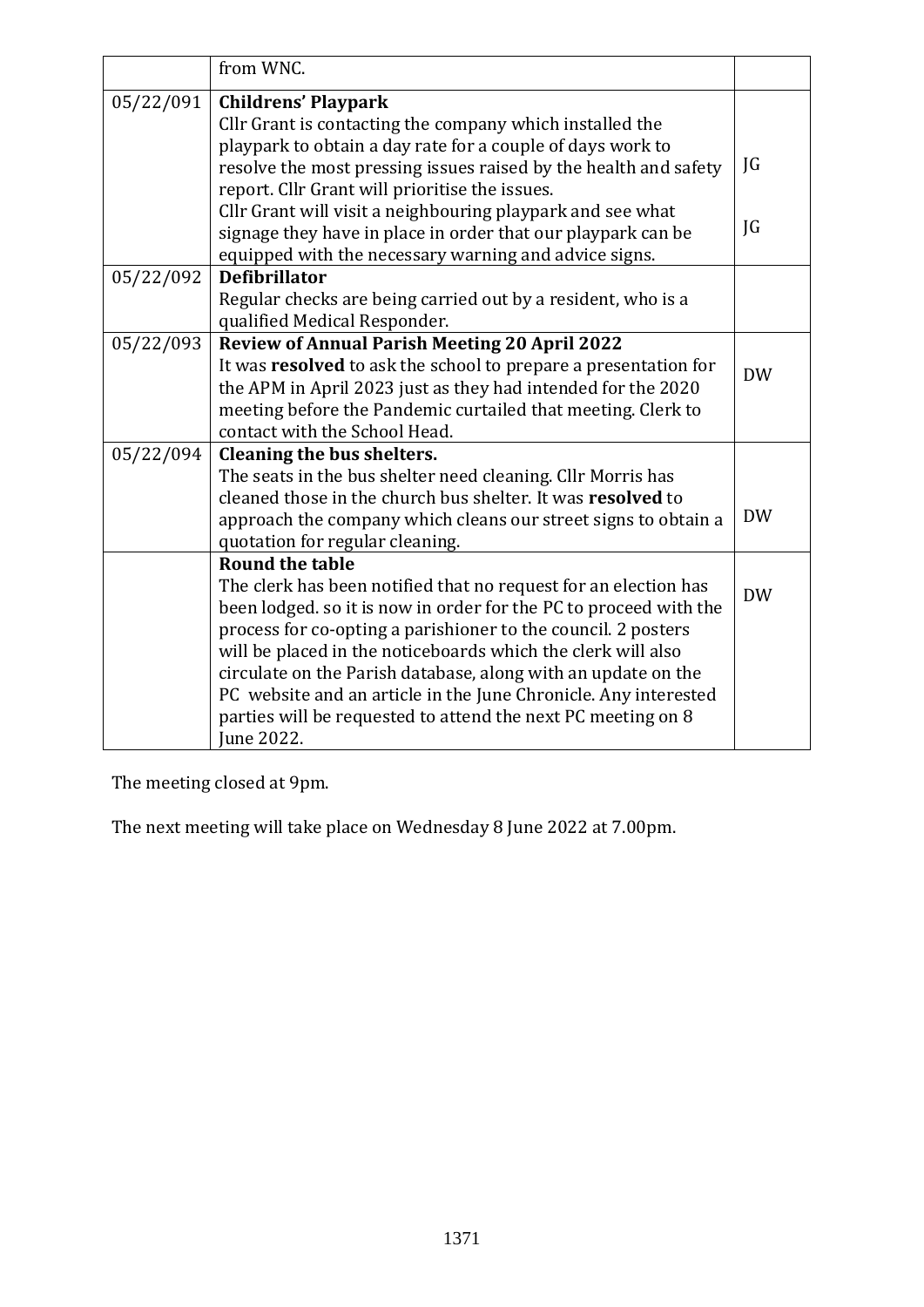| | | |
|---|---|---|
| | from WNC. | |
| 05/22/091 | **Childrens' Playpark**<br>Cllr Grant is contacting the company which installed the playpark to obtain a day rate for a couple of days work to resolve the most pressing issues raised by the health and safety report. Cllr Grant will prioritise the issues.<br>Cllr Grant will visit a neighbouring playpark and see what signage they have in place in order that our playpark can be equipped with the necessary warning and advice signs. | JG<br><br>JG |
| 05/22/092 | **Defibrillator**<br>Regular checks are being carried out by a resident, who is a qualified Medical Responder. | |
| 05/22/093 | **Review of Annual Parish Meeting 20 April 2022**<br>It was **resolved** to ask the school to prepare a presentation for the APM in April 2023 just as they had intended for the 2020 meeting before the Pandemic curtailed that meeting. Clerk to contact with the School Head. | DW |
| 05/22/094 | **Cleaning the bus shelters.**<br>The seats in the bus shelter need cleaning. Cllr Morris has cleaned those in the church bus shelter. It was **resolved** to approach the company which cleans our street signs to obtain a quotation for regular cleaning. | DW |
| | **Round the table**<br>The clerk has been notified that no request for an election has been lodged. so it is now in order for the PC to proceed with the process for co-opting a parishioner to the council. 2 posters will be placed in the noticeboards which the clerk will also circulate on the Parish database, along with an update on the PC website and an article in the June Chronicle. Any interested parties will be requested to attend the next PC meeting on 8 June 2022. | DW |

The meeting closed at 9pm.

The next meeting will take place on Wednesday 8 June 2022 at 7.00pm.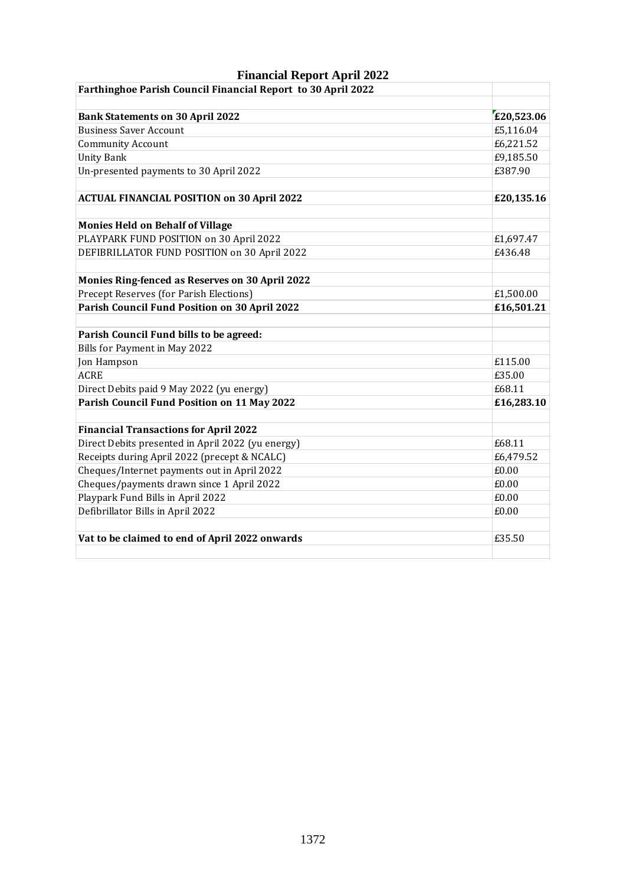# Financial Report April 2022

| Farthinghoe Parish Council Financial Report to 30 April 2022 | |
|---|---|
| | |
| **Bank Statements on 30 April 2022** | **£20,523.06** |
| Business Saver Account | £5,116.04 |
| Community Account | £6,221.52 |
| Unity Bank | £9,185.50 |
| Un-presented payments to 30 April 2022 | £387.90 |
| | |
| **ACTUAL FINANCIAL POSITION on 30 April 2022** | **£20,135.16** |
| | |
| **Monies Held on Behalf of Village** | |
| PLAYPARK FUND POSITION on 30 April 2022 | £1,697.47 |
| DEFIBRILLATOR FUND POSITION on 30 April 2022 | £436.48 |
| | |
| **Monies Ring-fenced as Reserves on 30 April 2022** | |
| Precept Reserves (for Parish Elections) | £1,500.00 |
| **Parish Council Fund Position on 30 April 2022** | **£16,501.21** |
| | |
| **Parish Council Fund bills to be agreed:** | |
| Bills for Payment in May 2022 | |
| Jon Hampson | £115.00 |
| ACRE | £35.00 |
| Direct Debits paid 9 May 2022 (yu energy) | £68.11 |
| **Parish Council Fund Position on 11 May 2022** | **£16,283.10** |
| | |
| **Financial Transactions for April 2022** | |
| Direct Debits presented in April 2022 (yu energy) | £68.11 |
| Receipts during April 2022 (precept & NCALC) | £6,479.52 |
| Cheques/Internet payments out in April 2022 | £0.00 |
| Cheques/payments drawn since 1 April 2022 | £0.00 |
| Playpark Fund Bills in April 2022 | £0.00 |
| Defibrillator Bills in April 2022 | £0.00 |
| | |
| **Vat to be claimed to end of April 2022 onwards** | £35.50 |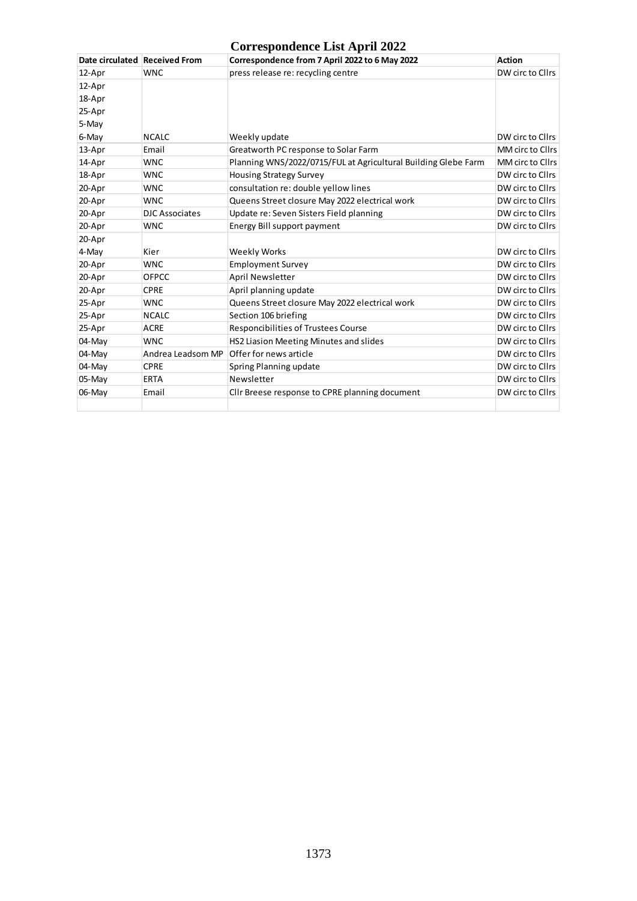# Correspondence List April 2022

| Date circulated | Received From | Correspondence from 7 April 2022 to 6 May 2022 | Action |
|---|---|---|---|
| 12-Apr | WNC | press release re: recycling centre | DW circ to Cllrs |
| 12-Apr | | | |
| 18-Apr | | | |
| 25-Apr | | | |
| 5-May | | | |
| 6-May | NCALC | Weekly update | DW circ to Cllrs |
| 13-Apr | Email | Greatworth PC response to Solar Farm | MM circ to Cllrs |
| 14-Apr | WNC | Planning WNS/2022/0715/FUL at Agricultural Building Glebe Farm | MM circ to Cllrs |
| 18-Apr | WNC | Housing Strategy Survey | DW circ to Cllrs |
| 20-Apr | WNC | consultation re: double yellow lines | DW circ to Cllrs |
| 20-Apr | WNC | Queens Street closure May 2022 electrical work | DW circ to Cllrs |
| 20-Apr | DJC Associates | Update re: Seven Sisters Field planning | DW circ to Cllrs |
| 20-Apr | WNC | Energy Bill support payment | DW circ to Cllrs |
| 20-Apr | | | |
| 4-May | Kier | Weekly Works | DW circ to Cllrs |
| 20-Apr | WNC | Employment Survey | DW circ to Cllrs |
| 20-Apr | OFPCC | April Newsletter | DW circ to Cllrs |
| 20-Apr | CPRE | April planning update | DW circ to Cllrs |
| 25-Apr | WNC | Queens Street closure May 2022 electrical work | DW circ to Cllrs |
| 25-Apr | NCALC | Section 106 briefing | DW circ to Cllrs |
| 25-Apr | ACRE | Responcibilities of Trustees Course | DW circ to Cllrs |
| 04-May | WNC | HS2 Liasion Meeting Minutes and slides | DW circ to Cllrs |
| 04-May | Andrea Leadsom MP | Offer for news article | DW circ to Cllrs |
| 04-May | CPRE | Spring Planning update | DW circ to Cllrs |
| 05-May | ERTA | Newsletter | DW circ to Cllrs |
| 06-May | Email | Cllr Breese response to CPRE planning document | DW circ to Cllrs |
| | | | |